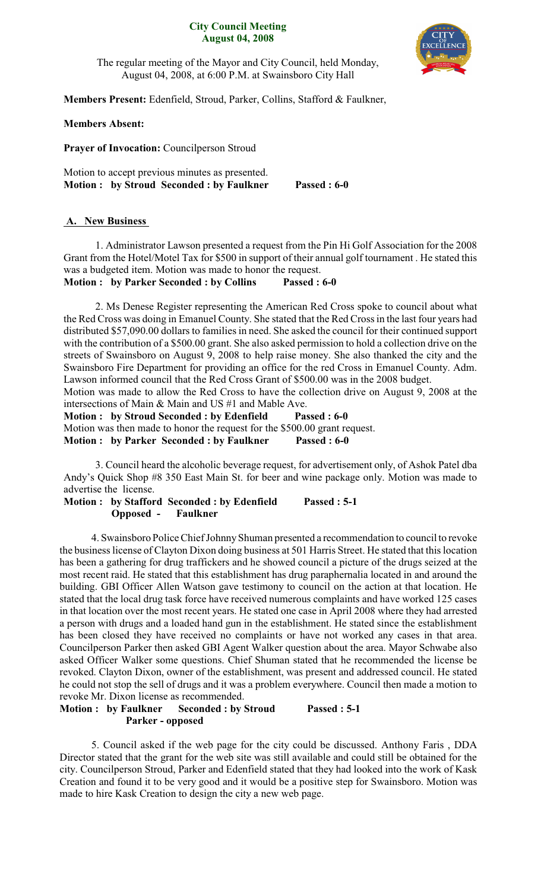# City Council Meeting
## August 04, 2008

The regular meeting of the Mayor and City Council, held Monday, August 04, 2008, at 6:00 P.M. at Swainsboro City Hall

**Members Present:** Edenfield, Stroud, Parker, Collins, Stafford & Faulkner,

**Members Absent:**

**Prayer of Invocation:** Councilperson Stroud

Motion to accept previous minutes as presented.
**Motion : by Stroud Seconded : by Faulkner Passed : 6-0**

**A. New Business**

1. Administrator Lawson presented a request from the Pin Hi Golf Association for the 2008 Grant from the Hotel/Motel Tax for $500 in support of their annual golf tournament . He stated this was a budgeted item. Motion was made to honor the request.
**Motion : by Parker Seconded : by Collins Passed : 6-0**

2. Ms Denese Register representing the American Red Cross spoke to council about what the Red Cross was doing in Emanuel County. She stated that the Red Cross in the last four years had distributed $57,090.00 dollars to families in need. She asked the council for their continued support with the contribution of a $500.00 grant. She also asked permission to hold a collection drive on the streets of Swainsboro on August 9, 2008 to help raise money. She also thanked the city and the Swainsboro Fire Department for providing an office for the red Cross in Emanuel County. Adm. Lawson informed council that the Red Cross Grant of $500.00 was in the 2008 budget.
Motion was made to allow the Red Cross to have the collection drive on August 9, 2008 at the intersections of Main & Main and US #1 and Mable Ave.
**Motion : by Stroud Seconded : by Edenfield Passed : 6-0**
Motion was then made to honor the request for the $500.00 grant request.
**Motion : by Parker Seconded : by Faulkner Passed : 6-0**

3. Council heard the alcoholic beverage request, for advertisement only, of Ashok Patel dba Andy's Quick Shop #8 350 East Main St. for beer and wine package only. Motion was made to advertise the license.
**Motion : by Stafford Seconded : by Edenfield Passed : 5-1**
**Opposed - Faulkner**

4. Swainsboro Police Chief Johnny Shuman presented a recommendation to council to revoke the business license of Clayton Dixon doing business at 501 Harris Street. He stated that this location has been a gathering for drug traffickers and he showed council a picture of the drugs seized at the most recent raid. He stated that this establishment has drug paraphernalia located in and around the building. GBI Officer Allen Watson gave testimony to council on the action at that location. He stated that the local drug task force have received numerous complaints and have worked 125 cases in that location over the most recent years. He stated one case in April 2008 where they had arrested a person with drugs and a loaded hand gun in the establishment. He stated since the establishment has been closed they have received no complaints or have not worked any cases in that area. Councilperson Parker then asked GBI Agent Walker question about the area. Mayor Schwabe also asked Officer Walker some questions. Chief Shuman stated that he recommended the license be revoked. Clayton Dixon, owner of the establishment, was present and addressed council. He stated he could not stop the sell of drugs and it was a problem everywhere. Council then made a motion to revoke Mr. Dixon license as recommended.
**Motion : by Faulkner Seconded : by Stroud Passed : 5-1**
**Parker - opposed**

5. Council asked if the web page for the city could be discussed. Anthony Faris , DDA Director stated that the grant for the web site was still available and could still be obtained for the city. Councilperson Stroud, Parker and Edenfield stated that they had looked into the work of Kask Creation and found it to be very good and it would be a positive step for Swainsboro. Motion was made to hire Kask Creation to design the city a new web page.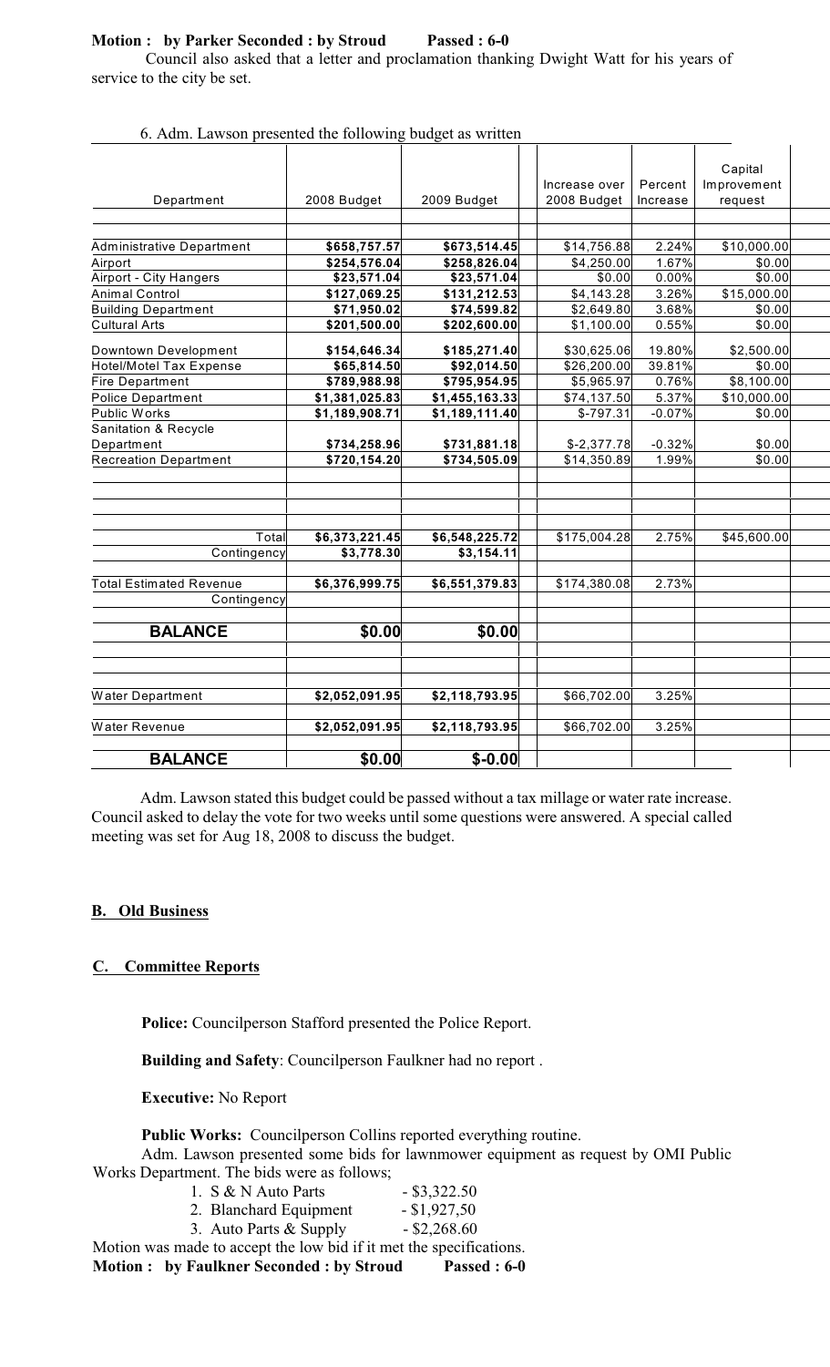**Motion : by Parker Seconded : by Stroud Passed : 6-0**

Council also asked that a letter and proclamation thanking Dwight Watt for his years of service to the city be set.

6. Adm. Lawson presented the following budget as written

| Department | 2008 Budget | 2009 Budget | Increase over 2008 Budget | Percent Increase | Capital Improvement request |
|---|---|---|---|---|---|
| Administrative Department | $658,757.57 | $673,514.45 | $14,756.88 | 2.24% | $10,000.00 |
| Airport | $254,576.04 | $258,826.04 | $4,250.00 | 1.67% | $0.00 |
| Airport - City Hangers | $23,571.04 | $23,571.04 | $0.00 | 0.00% | $0.00 |
| Animal Control | $127,069.25 | $131,212.53 | $4,143.28 | 3.26% | $15,000.00 |
| Building Department | $71,950.02 | $74,599.82 | $2,649.80 | 3.68% | $0.00 |
| Cultural Arts | $201,500.00 | $202,600.00 | $1,100.00 | 0.55% | $0.00 |
| Downtown Development | $154,646.34 | $185,271.40 | $30,625.06 | 19.80% | $2,500.00 |
| Hotel/Motel Tax Expense | $65,814.50 | $92,014.50 | $26,200.00 | 39.81% | $0.00 |
| Fire Department | $789,988.98 | $795,954.95 | $5,965.97 | 0.76% | $8,100.00 |
| Police Department | $1,381,025.83 | $1,455,163.33 | $74,137.50 | 5.37% | $10,000.00 |
| Public Works | $1,189,908.71 | $1,189,111.40 | $-797.31 | -0.07% | $0.00 |
| Sanitation & Recycle Department | $734,258.96 | $731,881.18 | $-2,377.78 | -0.32% | $0.00 |
| Recreation Department | $720,154.20 | $734,505.09 | $14,350.89 | 1.99% | $0.00 |
| Total | $6,373,221.45 | $6,548,225.72 | $175,004.28 | 2.75% | $45,600.00 |
| Contingency | $3,778.30 | $3,154.11 | | | |
| Total Estimated Revenue | $6,376,999.75 | $6,551,379.83 | $174,380.08 | 2.73% | |
| Contingency | | | | | |
| **BALANCE** | **$0.00** | **$0.00** | | | |
| Water Department | $2,052,091.95 | $2,118,793.95 | $66,702.00 | 3.25% | |
| Water Revenue | $2,052,091.95 | $2,118,793.95 | $66,702.00 | 3.25% | |
| **BALANCE** | **$0.00** | **$-0.00** | | | |

Adm. Lawson stated this budget could be passed without a tax millage or water rate increase. Council asked to delay the vote for two weeks until some questions were answered. A special called meeting was set for Aug 18, 2008 to discuss the budget.

## B. Old Business

## C. Committee Reports

**Police:** Councilperson Stafford presented the Police Report.

**Building and Safety**: Councilperson Faulkner had no report .

**Executive:** No Report

**Public Works:** Councilperson Collins reported everything routine.

Adm. Lawson presented some bids for lawnmower equipment as request by OMI Public Works Department. The bids were as follows;

1. S & N Auto Parts - $3,322.50
2. Blanchard Equipment - $1,927,50
3. Auto Parts & Supply - $2,268.60

Motion was made to accept the low bid if it met the specifications.

**Motion : by Faulkner Seconded : by Stroud Passed : 6-0**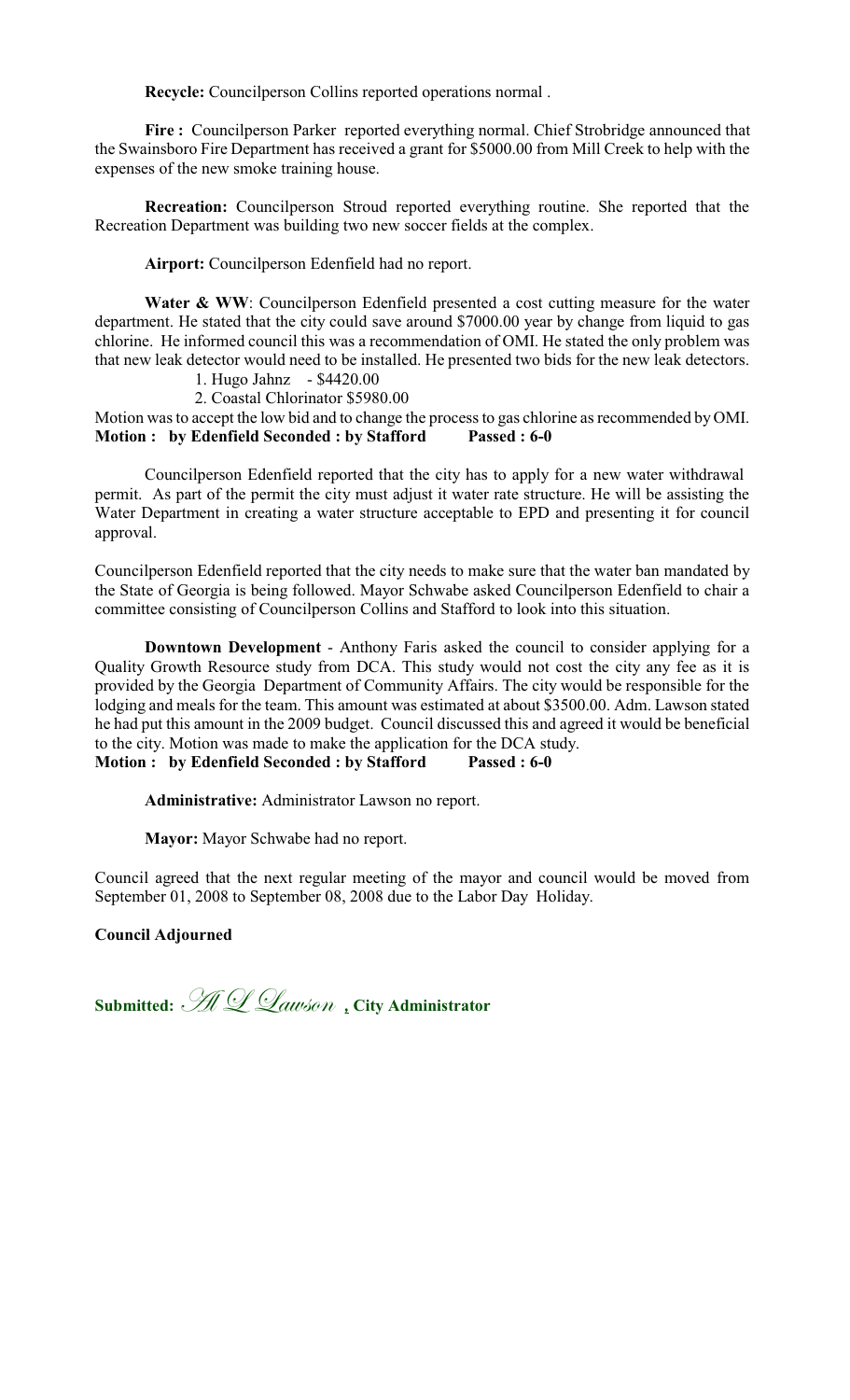**Recycle:** Councilperson Collins reported operations normal .

**Fire :** Councilperson Parker reported everything normal. Chief Strobridge announced that the Swainsboro Fire Department has received a grant for $5000.00 from Mill Creek to help with the expenses of the new smoke training house.

**Recreation:** Councilperson Stroud reported everything routine. She reported that the Recreation Department was building two new soccer fields at the complex.

**Airport:** Councilperson Edenfield had no report.

**Water & WW**: Councilperson Edenfield presented a cost cutting measure for the water department. He stated that the city could save around $7000.00 year by change from liquid to gas chlorine. He informed council this was a recommendation of OMI. He stated the only problem was that new leak detector would need to be installed. He presented two bids for the new leak detectors.

1. Hugo Jahnz - $4420.00
2. Coastal Chlorinator $5980.00

Motion was to accept the low bid and to change the process to gas chlorine as recommended by OMI.
**Motion : by Edenfield Seconded : by Stafford Passed : 6-0**

Councilperson Edenfield reported that the city has to apply for a new water withdrawal permit. As part of the permit the city must adjust it water rate structure. He will be assisting the Water Department in creating a water structure acceptable to EPD and presenting it for council approval.

Councilperson Edenfield reported that the city needs to make sure that the water ban mandated by the State of Georgia is being followed. Mayor Schwabe asked Councilperson Edenfield to chair a committee consisting of Councilperson Collins and Stafford to look into this situation.

**Downtown Development** - Anthony Faris asked the council to consider applying for a Quality Growth Resource study from DCA. This study would not cost the city any fee as it is provided by the Georgia Department of Community Affairs. The city would be responsible for the lodging and meals for the team. This amount was estimated at about $3500.00. Adm. Lawson stated he had put this amount in the 2009 budget. Council discussed this and agreed it would be beneficial to the city. Motion was made to make the application for the DCA study.
**Motion : by Edenfield Seconded : by Stafford Passed : 6-0**

**Administrative:** Administrator Lawson no report.

**Mayor:** Mayor Schwabe had no report.

Council agreed that the next regular meeting of the mayor and council would be moved from September 01, 2008 to September 08, 2008 due to the Labor Day Holiday.

**Council Adjourned**

**Submitted:** *Al L Lawson* **, City Administrator**